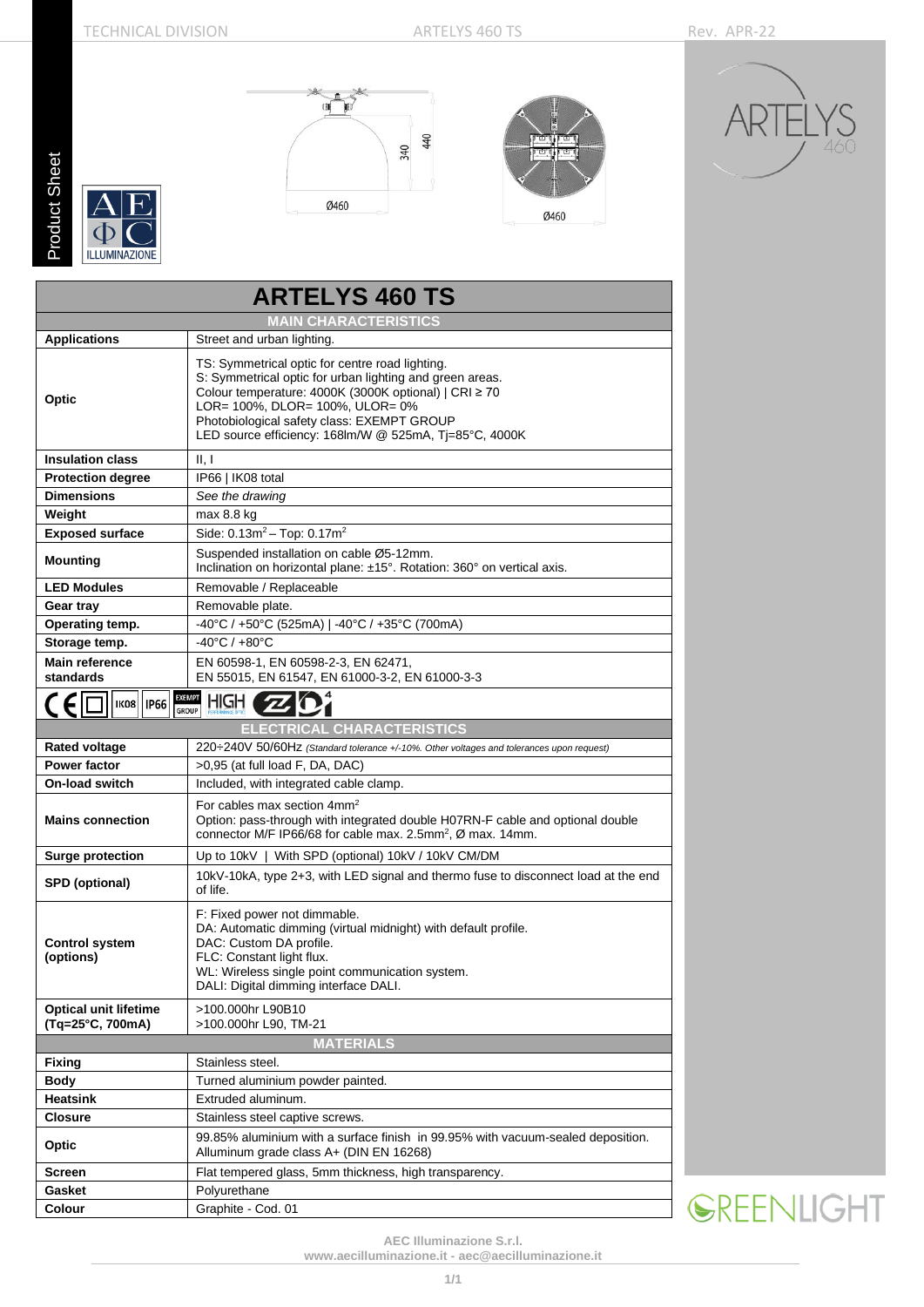# ARTELYS 460 TS

Ø460 | 340 | 440 | Ø460

| ARTELYS 460 TS | |
|---|---|
| **MAIN CHARACTERISTICS** | |
| **Applications** | Street and urban lighting. |
| **Optic** | TS: Symmetrical optic for centre road lighting.<br>S: Symmetrical optic for urban lighting and green areas.<br>Colour temperature: 4000K (3000K optional) \| CRI ≥ 70<br>LOR= 100%, DLOR= 100%, ULOR= 0%<br>Photobiological safety class: EXEMPT GROUP<br>LED source efficiency: 168lm/W @ 525mA, Tj=85°C, 4000K |
| **Insulation class** | II, I |
| **Protection degree** | IP66 \| IK08 total |
| **Dimensions** | *See the drawing* |
| **Weight** | max 8.8 kg |
| **Exposed surface** | Side: 0.13m² – Top: 0.17m² |
| **Mounting** | Suspended installation on cable Ø5-12mm.<br>Inclination on horizontal plane: ±15°. Rotation: 360° on vertical axis. |
| **LED Modules** | Removable / Replaceable |
| **Gear tray** | Removable plate. |
| **Operating temp.** | -40°C / +50°C (525mA) \| -40°C / +35°C (700mA) |
| **Storage temp.** | -40°C / +80°C |
| **Main reference standards** | EN 60598-1, EN 60598-2-3, EN 62471,<br>EN 55015, EN 61547, EN 61000-3-2, EN 61000-3-3 |
| CE IK08 IP66 EXEMPT GROUP HIGH | |
| **ELECTRICAL CHARACTERISTICS** | |
| **Rated voltage** | 220÷240V 50/60Hz *(Standard tolerance +/-10%. Other voltages and tolerances upon request)* |
| **Power factor** | >0,95 (at full load F, DA, DAC) |
| **On-load switch** | Included, with integrated cable clamp. |
| **Mains connection** | For cables max section 4mm²<br>Option: pass-through with integrated double H07RN-F cable and optional double connector M/F IP66/68 for cable max. 2.5mm², Ø max. 14mm. |
| **Surge protection** | Up to 10kV \| With SPD (optional) 10kV / 10kV CM/DM |
| **SPD (optional)** | 10kV-10kA, type 2+3, with LED signal and thermo fuse to disconnect load at the end of life. |
| **Control system (options)** | F: Fixed power not dimmable.<br>DA: Automatic dimming (virtual midnight) with default profile.<br>DAC: Custom DA profile.<br>FLC: Constant light flux.<br>WL: Wireless single point communication system.<br>DALI: Digital dimming interface DALI. |
| **Optical unit lifetime (Tq=25°C, 700mA)** | >100.000hr L90B10<br>>100.000hr L90, TM-21 |
| **MATERIALS** | |
| **Fixing** | Stainless steel. |
| **Body** | Turned aluminium powder painted. |
| **Heatsink** | Extruded aluminum. |
| **Closure** | Stainless steel captive screws. |
| **Optic** | 99.85% aluminium with a surface finish in 99.95% with vacuum-sealed deposition. Alluminum grade class A+ (DIN EN 16268) |
| **Screen** | Flat tempered glass, 5mm thickness, high transparency. |
| **Gasket** | Polyurethane |
| **Colour** | Graphite - Cod. 01 |

AEC Illuminazione S.r.l.
www.aecilluminazione.it - aec@aecilluminazione.it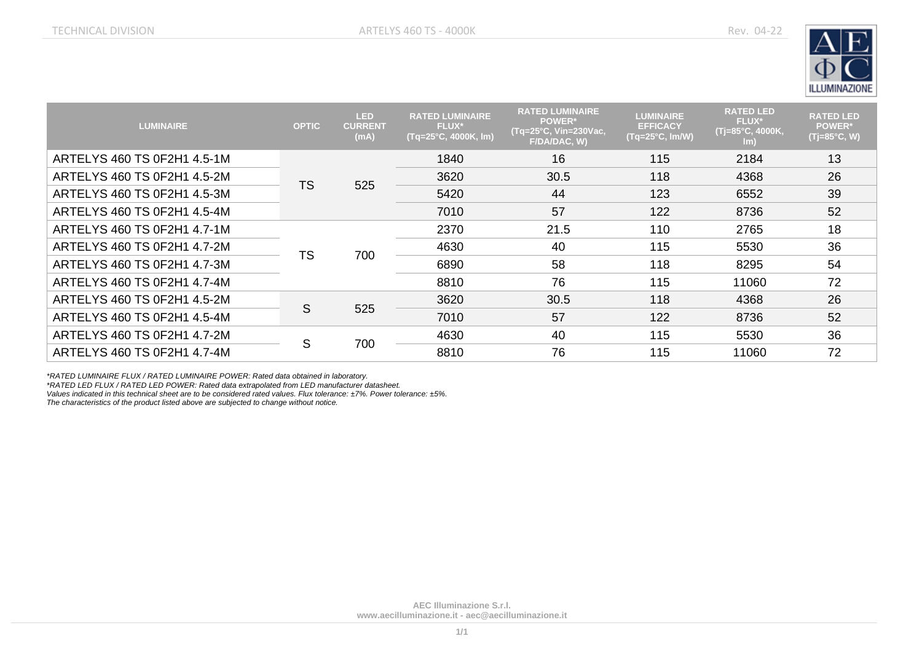| LUMINAIRE | OPTIC | LED CURRENT (mA) | RATED LUMINAIRE FLUX* (Tq=25°C, 4000K, lm) | RATED LUMINAIRE POWER* (Tq=25°C, Vin=230Vac, F/DA/DAC, W) | LUMINAIRE EFFICACY (Tq=25°C, lm/W) | RATED LED FLUX* (Tj=85°C, 4000K, lm) | RATED LED POWER* (Tj=85°C, W) |
|---|---|---|---|---|---|---|---|
| ARTELYS 460 TS 0F2H1 4.5-1M | TS | 525 | 1840 | 16 | 115 | 2184 | 13 |
| ARTELYS 460 TS 0F2H1 4.5-2M | | | 3620 | 30.5 | 118 | 4368 | 26 |
| ARTELYS 460 TS 0F2H1 4.5-3M | | | 5420 | 44 | 123 | 6552 | 39 |
| ARTELYS 460 TS 0F2H1 4.5-4M | | | 7010 | 57 | 122 | 8736 | 52 |
| ARTELYS 460 TS 0F2H1 4.7-1M | TS | 700 | 2370 | 21.5 | 110 | 2765 | 18 |
| ARTELYS 460 TS 0F2H1 4.7-2M | | | 4630 | 40 | 115 | 5530 | 36 |
| ARTELYS 460 TS 0F2H1 4.7-3M | | | 6890 | 58 | 118 | 8295 | 54 |
| ARTELYS 460 TS 0F2H1 4.7-4M | | | 8810 | 76 | 115 | 11060 | 72 |
| ARTELYS 460 TS 0F2H1 4.5-2M | S | 525 | 3620 | 30.5 | 118 | 4368 | 26 |
| ARTELYS 460 TS 0F2H1 4.5-4M | | | 7010 | 57 | 122 | 8736 | 52 |
| ARTELYS 460 TS 0F2H1 4.7-2M | S | 700 | 4630 | 40 | 115 | 5530 | 36 |
| ARTELYS 460 TS 0F2H1 4.7-4M | | | 8810 | 76 | 115 | 11060 | 72 |

*\*RATED LUMINAIRE FLUX / RATED LUMINAIRE POWER: Rated data obtained in laboratory.*
*\*RATED LED FLUX / RATED LED POWER: Rated data extrapolated from LED manufacturer datasheet.*
*Values indicated in this technical sheet are to be considered rated values. Flux tolerance: ±7%. Power tolerance: ±5%.*
*The characteristics of the product listed above are subjected to change without notice.*

**AEC Illuminazione S.r.l.**
**www.aecilluminazione.it - aec@aecilluminazione.it**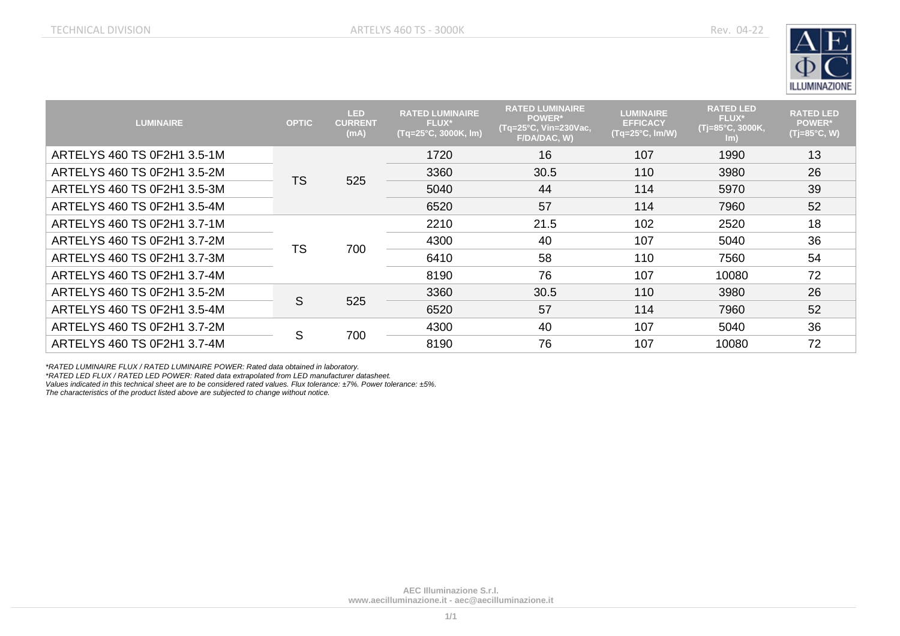| LUMINAIRE | OPTIC | LED CURRENT (mA) | RATED LUMINAIRE FLUX* (Tq=25°C, 3000K, lm) | RATED LUMINAIRE POWER* (Tq=25°C, Vin=230Vac, F/DA/DAC, W) | LUMINAIRE EFFICACY (Tq=25°C, lm/W) | RATED LED FLUX* (Tj=85°C, 3000K, lm) | RATED LED POWER* (Tj=85°C, W) |
|---|---|---|---|---|---|---|---|
| ARTELYS 460 TS 0F2H1 3.5-1M | TS | 525 | 1720 | 16 | 107 | 1990 | 13 |
| ARTELYS 460 TS 0F2H1 3.5-2M | | | 3360 | 30.5 | 110 | 3980 | 26 |
| ARTELYS 460 TS 0F2H1 3.5-3M | | | 5040 | 44 | 114 | 5970 | 39 |
| ARTELYS 460 TS 0F2H1 3.5-4M | | | 6520 | 57 | 114 | 7960 | 52 |
| ARTELYS 460 TS 0F2H1 3.7-1M | TS | 700 | 2210 | 21.5 | 102 | 2520 | 18 |
| ARTELYS 460 TS 0F2H1 3.7-2M | | | 4300 | 40 | 107 | 5040 | 36 |
| ARTELYS 460 TS 0F2H1 3.7-3M | | | 6410 | 58 | 110 | 7560 | 54 |
| ARTELYS 460 TS 0F2H1 3.7-4M | | | 8190 | 76 | 107 | 10080 | 72 |
| ARTELYS 460 TS 0F2H1 3.5-2M | S | 525 | 3360 | 30.5 | 110 | 3980 | 26 |
| ARTELYS 460 TS 0F2H1 3.5-4M | | | 6520 | 57 | 114 | 7960 | 52 |
| ARTELYS 460 TS 0F2H1 3.7-2M | S | 700 | 4300 | 40 | 107 | 5040 | 36 |
| ARTELYS 460 TS 0F2H1 3.7-4M | | | 8190 | 76 | 107 | 10080 | 72 |

*\*RATED LUMINAIRE FLUX / RATED LUMINAIRE POWER: Rated data obtained in laboratory.*
*\*RATED LED FLUX / RATED LED POWER: Rated data extrapolated from LED manufacturer datasheet.*
*Values indicated in this technical sheet are to be considered rated values. Flux tolerance: ±7%. Power tolerance: ±5%.*
*The characteristics of the product listed above are subjected to change without notice.*

**AEC Illuminazione S.r.l.**
**www.aecilluminazione.it - aec@aecilluminazione.it**